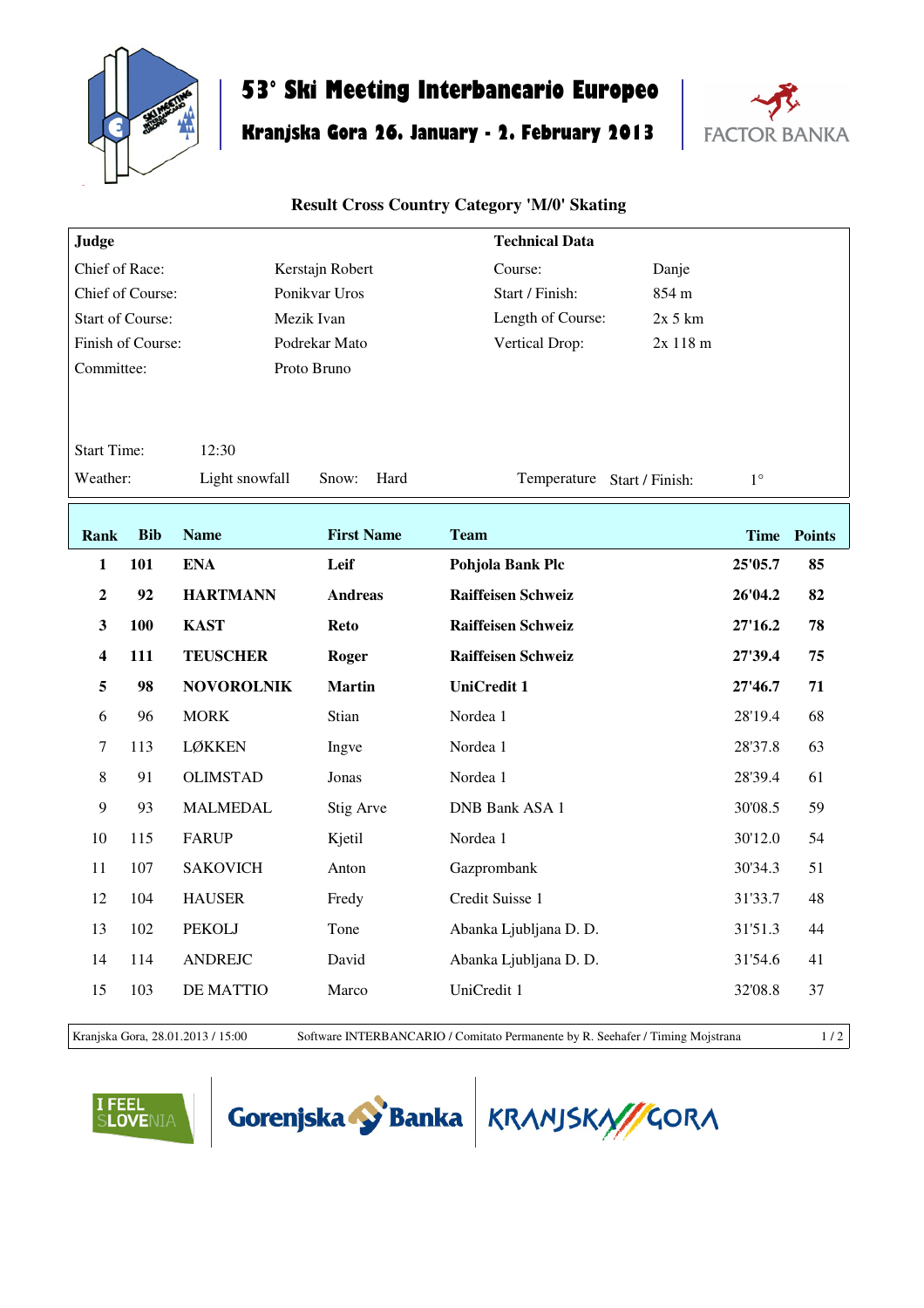# 53° Ski Meeting Interbancario Europeo

## Kranjska Gora 26. January - 2. February 2013

FACTOR BANKA

### Result Cross Country Category 'M/0' Skating

| **Judge** | | **Technical Data** | |
|---|---|---|---|
| Chief of Race: | Kerstajn Robert | Course: | Danje |
| Chief of Course: | Ponikvar Uros | Start / Finish: | 854 m |
| Start of Course: | Mezik Ivan | Length of Course: | 2x 5 km |
| Finish of Course: | Podrekar Mato | Vertical Drop: | 2x 118 m |
| Committee: | Proto Bruno | | |

Start Time: 12:30

Weather: Light snowfall | Snow: Hard | Temperature Start / Finish: 1°

| Rank | Bib | Name | First Name | Team | Time | Points |
|---|---|---|---|---|---|---|
| **1** | **101** | **ENA** | **Leif** | **Pohjola Bank Plc** | **25'05.7** | **85** |
| **2** | **92** | **HARTMANN** | **Andreas** | **Raiffeisen Schweiz** | **26'04.2** | **82** |
| **3** | **100** | **KAST** | **Reto** | **Raiffeisen Schweiz** | **27'16.2** | **78** |
| **4** | **111** | **TEUSCHER** | **Roger** | **Raiffeisen Schweiz** | **27'39.4** | **75** |
| **5** | **98** | **NOVOROLNIK** | **Martin** | **UniCredit 1** | **27'46.7** | **71** |
| 6 | 96 | MORK | Stian | Nordea 1 | 28'19.4 | 68 |
| 7 | 113 | LØKKEN | Ingve | Nordea 1 | 28'37.8 | 63 |
| 8 | 91 | OLIMSTAD | Jonas | Nordea 1 | 28'39.4 | 61 |
| 9 | 93 | MALMEDAL | Stig Arve | DNB Bank ASA 1 | 30'08.5 | 59 |
| 10 | 115 | FARUP | Kjetil | Nordea 1 | 30'12.0 | 54 |
| 11 | 107 | SAKOVICH | Anton | Gazprombank | 30'34.3 | 51 |
| 12 | 104 | HAUSER | Fredy | Credit Suisse 1 | 31'33.7 | 48 |
| 13 | 102 | PEKOLJ | Tone | Abanka Ljubljana D. D. | 31'51.3 | 44 |
| 14 | 114 | ANDREJC | David | Abanka Ljubljana D. D. | 31'54.6 | 41 |
| 15 | 103 | DE MATTIO | Marco | UniCredit 1 | 32'08.8 | 37 |

Kranjska Gora, 28.01.2013 / 15:00 — Software INTERBANCARIO / Comitato Permanente by R. Seehafer / Timing Mojstrana

I FEEL SLOVENIA | Gorenjska Banka | KRANJSKA GORA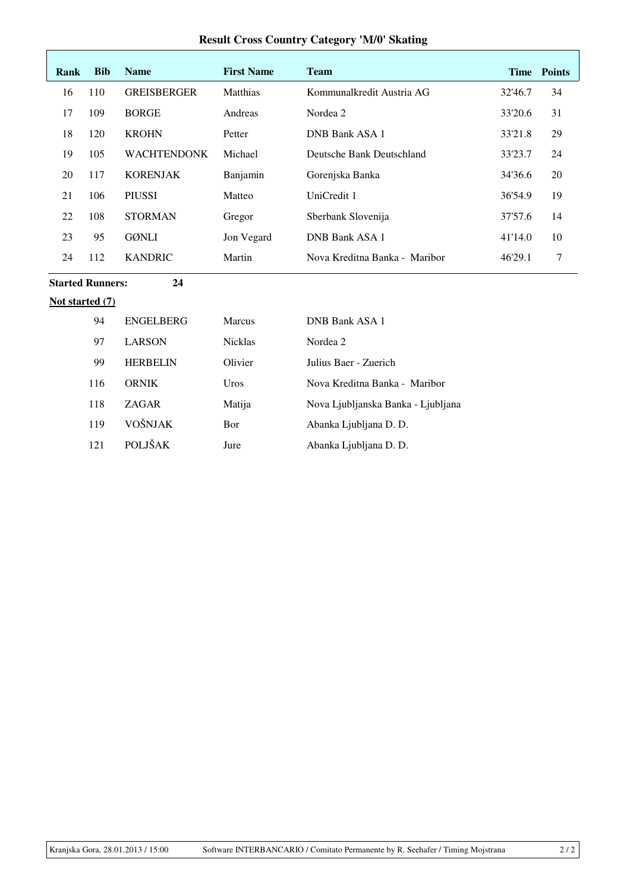**Result Cross Country Category 'M/0' Skating**

| Rank | Bib | Name | First Name | Team | Time | Points |
|---|---|---|---|---|---|---|
| 16 | 110 | GREISBERGER | Matthias | Kommunalkredit Austria AG | 32'46.7 | 34 |
| 17 | 109 | BORGE | Andreas | Nordea 2 | 33'20.6 | 31 |
| 18 | 120 | KROHN | Petter | DNB Bank ASA 1 | 33'21.8 | 29 |
| 19 | 105 | WACHTENDONK | Michael | Deutsche Bank Deutschland | 33'23.7 | 24 |
| 20 | 117 | KORENJAK | Banjamin | Gorenjska Banka | 34'36.6 | 20 |
| 21 | 106 | PIUSSI | Matteo | UniCredit 1 | 36'54.9 | 19 |
| 22 | 108 | STORMAN | Gregor | Sberbank Slovenija | 37'57.6 | 14 |
| 23 | 95 | GØNLI | Jon Vegard | DNB Bank ASA 1 | 41'14.0 | 10 |
| 24 | 112 | KANDRIC | Martin | Nova Kreditna Banka - Maribor | 46'29.1 | 7 |

**Started Runners:** 24

**Not started (7)**

| Bib | Name | First Name | Team |
|---|---|---|---|
| 94 | ENGELBERG | Marcus | DNB Bank ASA 1 |
| 97 | LARSON | Nicklas | Nordea 2 |
| 99 | HERBELIN | Olivier | Julius Baer - Zuerich |
| 116 | ORNIK | Uros | Nova Kreditna Banka - Maribor |
| 118 | ZAGAR | Matija | Nova Ljubljanska Banka - Ljubljana |
| 119 | VOŠNJAK | Bor | Abanka Ljubljana D. D. |
| 121 | POLJŠAK | Jure | Abanka Ljubljana D. D. |

Kranjska Gora, 28.01.2013 / 15:00 Software INTERBANCARIO / Comitato Permanente by R. Seehafer / Timing Mojstrana